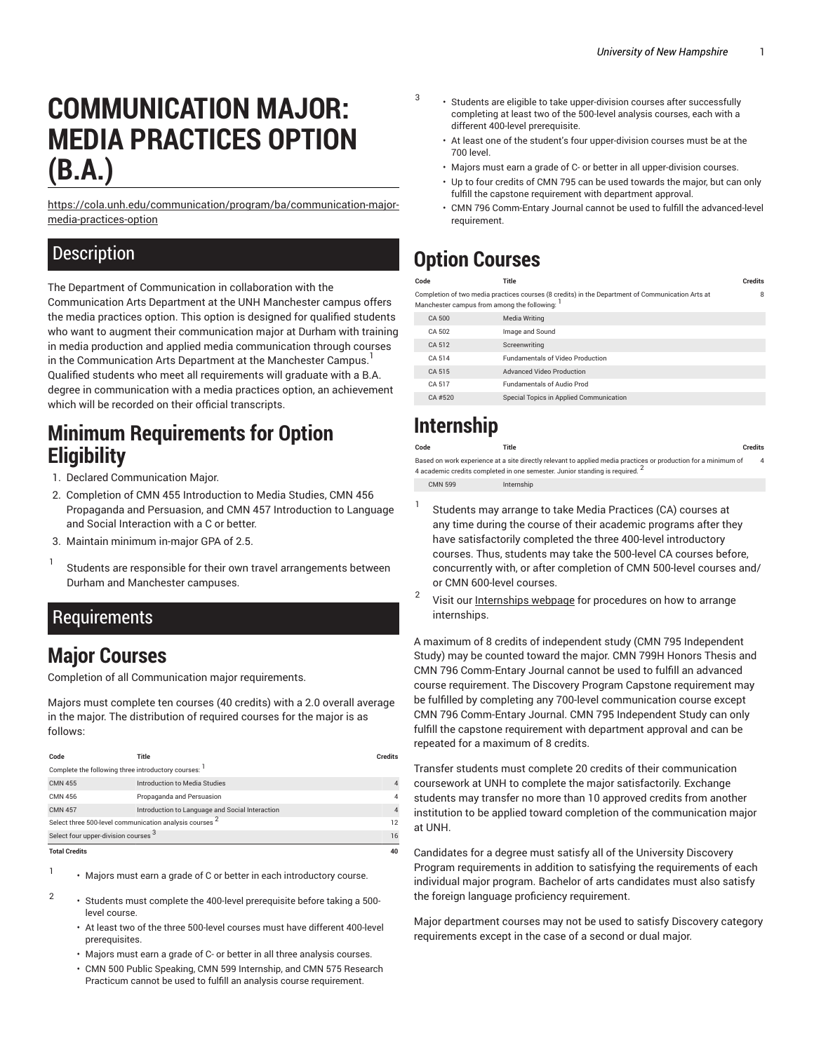# COMMUNICATION MAJOR: MEDIA PRACTICES OPTION (B.A.)

https://cola.unh.edu/communication/program/ba/communication-major-media-practices-option

## Description

The Department of Communication in collaboration with the Communication Arts Department at the UNH Manchester campus offers the media practices option. This option is designed for qualified students who want to augment their communication major at Durham with training in media production and applied media communication through courses in the Communication Arts Department at the Manchester Campus.[1] Qualified students who meet all requirements will graduate with a B.A. degree in communication with a media practices option, an achievement which will be recorded on their official transcripts.

## Minimum Requirements for Option Eligibility

1. Declared Communication Major.
2. Completion of CMN 455 Introduction to Media Studies, CMN 456 Propaganda and Persuasion, and CMN 457 Introduction to Language and Social Interaction with a C or better.
3. Maintain minimum in-major GPA of 2.5.

[1] Students are responsible for their own travel arrangements between Durham and Manchester campuses.

## Requirements

## Major Courses

Completion of all Communication major requirements.

Majors must complete ten courses (40 credits) with a 2.0 overall average in the major. The distribution of required courses for the major is as follows:

| Code | Title | Credits |
|---|---|---|
| Complete the following three introductory courses: [1] | | |
| CMN 455 | Introduction to Media Studies | 4 |
| CMN 456 | Propaganda and Persuasion | 4 |
| CMN 457 | Introduction to Language and Social Interaction | 4 |
| Select three 500-level communication analysis courses [2] | | 12 |
| Select four upper-division courses [3] | | 16 |
| **Total Credits** | | **40** |

[1]
- Majors must earn a grade of C or better in each introductory course.

[2]
- Students must complete the 400-level prerequisite before taking a 500-level course.
- At least two of the three 500-level courses must have different 400-level prerequisites.
- Majors must earn a grade of C- or better in all three analysis courses.
- CMN 500 Public Speaking, CMN 599 Internship, and CMN 575 Research Practicum cannot be used to fulfill an analysis course requirement.

[3]
- Students are eligible to take upper-division courses after successfully completing at least two of the 500-level analysis courses, each with a different 400-level prerequisite.
- At least one of the student's four upper-division courses must be at the 700 level.
- Majors must earn a grade of C- or better in all upper-division courses.
- Up to four credits of CMN 795 can be used towards the major, but can only fulfill the capstone requirement with department approval.
- CMN 796 Comm-Entary Journal cannot be used to fulfill the advanced-level requirement.

## Option Courses

| Code | Title | Credits |
|---|---|---|
| Completion of two media practices courses (8 credits) in the Department of Communication Arts at Manchester campus from among the following: [1] | | 8 |
| CA 500 | Media Writing | |
| CA 502 | Image and Sound | |
| CA 512 | Screenwriting | |
| CA 514 | Fundamentals of Video Production | |
| CA 515 | Advanced Video Production | |
| CA 517 | Fundamentals of Audio Prod | |
| CA #520 | Special Topics in Applied Communication | |

## Internship

| Code | Title | Credits |
|---|---|---|
| Based on work experience at a site directly relevant to applied media practices or production for a minimum of 4 academic credits completed in one semester. Junior standing is required. [2] | | 4 |
| CMN 599 | Internship | |

[1] Students may arrange to take Media Practices (CA) courses at any time during the course of their academic programs after they have satisfactorily completed the three 400-level introductory courses. Thus, students may take the 500-level CA courses before, concurrently with, or after completion of CMN 500-level courses and/or CMN 600-level courses.

[2] Visit our Internships webpage for procedures on how to arrange internships.

A maximum of 8 credits of independent study (CMN 795 Independent Study) may be counted toward the major. CMN 799H Honors Thesis and CMN 796 Comm-Entary Journal cannot be used to fulfill an advanced course requirement. The Discovery Program Capstone requirement may be fulfilled by completing any 700-level communication course except CMN 796 Comm-Entary Journal. CMN 795 Independent Study can only fulfill the capstone requirement with department approval and can be repeated for a maximum of 8 credits.

Transfer students must complete 20 credits of their communication coursework at UNH to complete the major satisfactorily. Exchange students may transfer no more than 10 approved credits from another institution to be applied toward completion of the communication major at UNH.

Candidates for a degree must satisfy all of the University Discovery Program requirements in addition to satisfying the requirements of each individual major program. Bachelor of arts candidates must also satisfy the foreign language proficiency requirement.

Major department courses may not be used to satisfy Discovery category requirements except in the case of a second or dual major.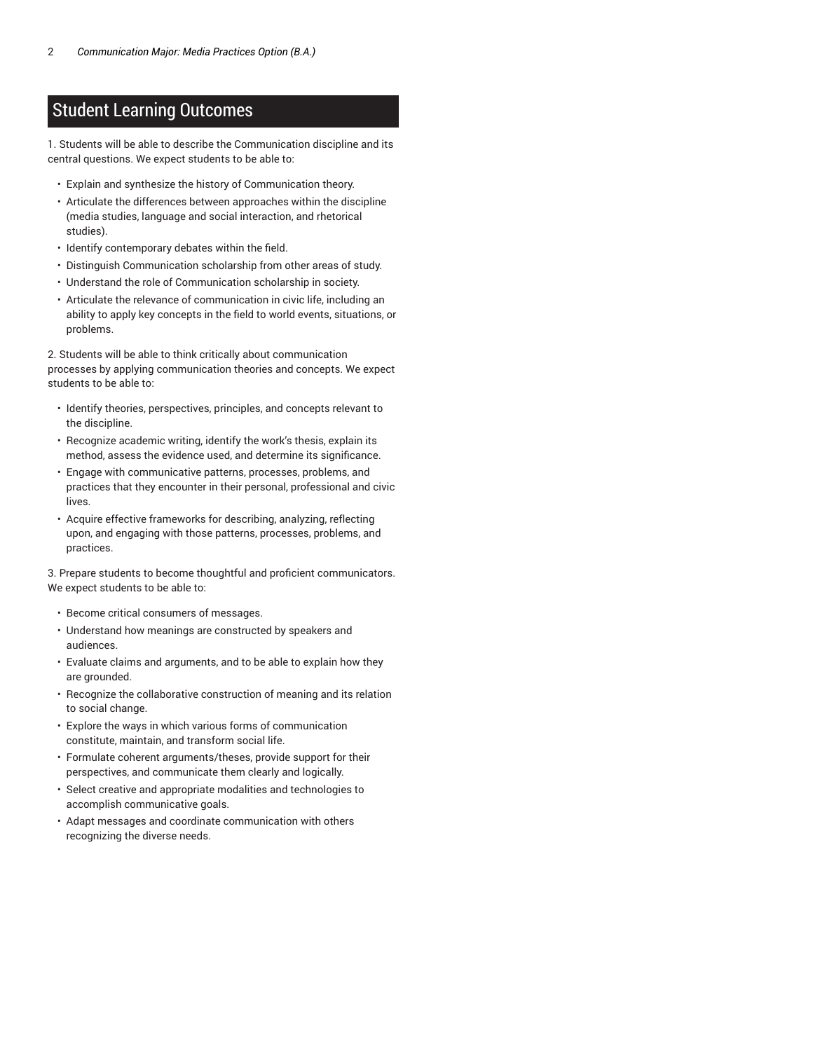## Student Learning Outcomes

1. Students will be able to describe the Communication discipline and its central questions. We expect students to be able to:

- Explain and synthesize the history of Communication theory.
- Articulate the differences between approaches within the discipline (media studies, language and social interaction, and rhetorical studies).
- Identify contemporary debates within the field.
- Distinguish Communication scholarship from other areas of study.
- Understand the role of Communication scholarship in society.
- Articulate the relevance of communication in civic life, including an ability to apply key concepts in the field to world events, situations, or problems.

2. Students will be able to think critically about communication processes by applying communication theories and concepts. We expect students to be able to:

- Identify theories, perspectives, principles, and concepts relevant to the discipline.
- Recognize academic writing, identify the work's thesis, explain its method, assess the evidence used, and determine its significance.
- Engage with communicative patterns, processes, problems, and practices that they encounter in their personal, professional and civic lives.
- Acquire effective frameworks for describing, analyzing, reflecting upon, and engaging with those patterns, processes, problems, and practices.

3. Prepare students to become thoughtful and proficient communicators. We expect students to be able to:

- Become critical consumers of messages.
- Understand how meanings are constructed by speakers and audiences.
- Evaluate claims and arguments, and to be able to explain how they are grounded.
- Recognize the collaborative construction of meaning and its relation to social change.
- Explore the ways in which various forms of communication constitute, maintain, and transform social life.
- Formulate coherent arguments/theses, provide support for their perspectives, and communicate them clearly and logically.
- Select creative and appropriate modalities and technologies to accomplish communicative goals.
- Adapt messages and coordinate communication with others recognizing the diverse needs.